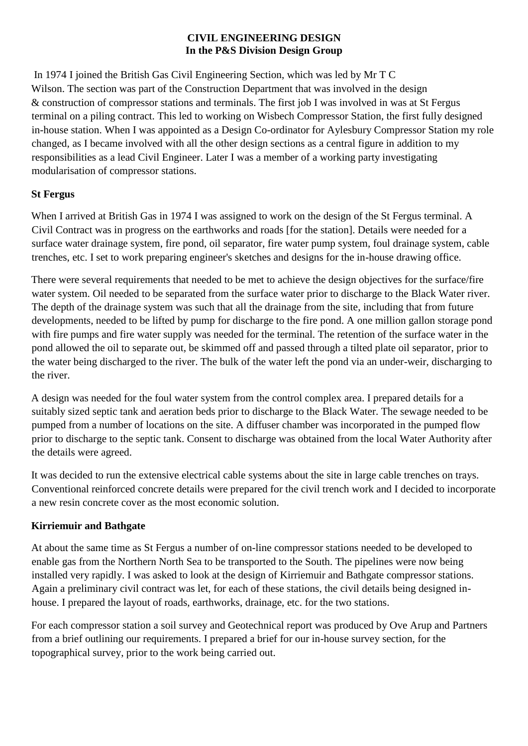**CIVIL ENGINEERING DESIGN**
**In the P&S Division Design Group**

In 1974 I joined the British Gas Civil Engineering Section, which was led by Mr T C Wilson. The section was part of the Construction Department that was involved in the design & construction of compressor stations and terminals. The first job I was involved in was at St Fergus terminal on a piling contract. This led to working on Wisbech Compressor Station, the first fully designed in-house station. When I was appointed as a Design Co-ordinator for Aylesbury Compressor Station my role changed, as I became involved with all the other design sections as a central figure in addition to my responsibilities as a lead Civil Engineer. Later I was a member of a working party investigating modularisation of compressor stations.

**St Fergus**

When I arrived at British Gas in 1974 I was assigned to work on the design of the St Fergus terminal. A Civil Contract was in progress on the earthworks and roads [for the station]. Details were needed for a surface water drainage system, fire pond, oil separator, fire water pump system, foul drainage system, cable trenches, etc. I set to work preparing engineer's sketches and designs for the in-house drawing office.

There were several requirements that needed to be met to achieve the design objectives for the surface/fire water system. Oil needed to be separated from the surface water prior to discharge to the Black Water river. The depth of the drainage system was such that all the drainage from the site, including that from future developments, needed to be lifted by pump for discharge to the fire pond. A one million gallon storage pond with fire pumps and fire water supply was needed for the terminal. The retention of the surface water in the pond allowed the oil to separate out, be skimmed off and passed through a tilted plate oil separator, prior to the water being discharged to the river. The bulk of the water left the pond via an under-weir, discharging to the river.

A design was needed for the foul water system from the control complex area. I prepared details for a suitably sized septic tank and aeration beds prior to discharge to the Black Water. The sewage needed to be pumped from a number of locations on the site. A diffuser chamber was incorporated in the pumped flow prior to discharge to the septic tank. Consent to discharge was obtained from the local Water Authority after the details were agreed.

It was decided to run the extensive electrical cable systems about the site in large cable trenches on trays. Conventional reinforced concrete details were prepared for the civil trench work and I decided to incorporate a new resin concrete cover as the most economic solution.

**Kirriemuir and Bathgate**

At about the same time as St Fergus a number of on-line compressor stations needed to be developed to enable gas from the Northern North Sea to be transported to the South. The pipelines were now being installed very rapidly. I was asked to look at the design of Kirriemuir and Bathgate compressor stations. Again a preliminary civil contract was let, for each of these stations, the civil details being designed in-house. I prepared the layout of roads, earthworks, drainage, etc. for the two stations.

For each compressor station a soil survey and Geotechnical report was produced by Ove Arup and Partners from a brief outlining our requirements. I prepared a brief for our in-house survey section, for the topographical survey, prior to the work being carried out.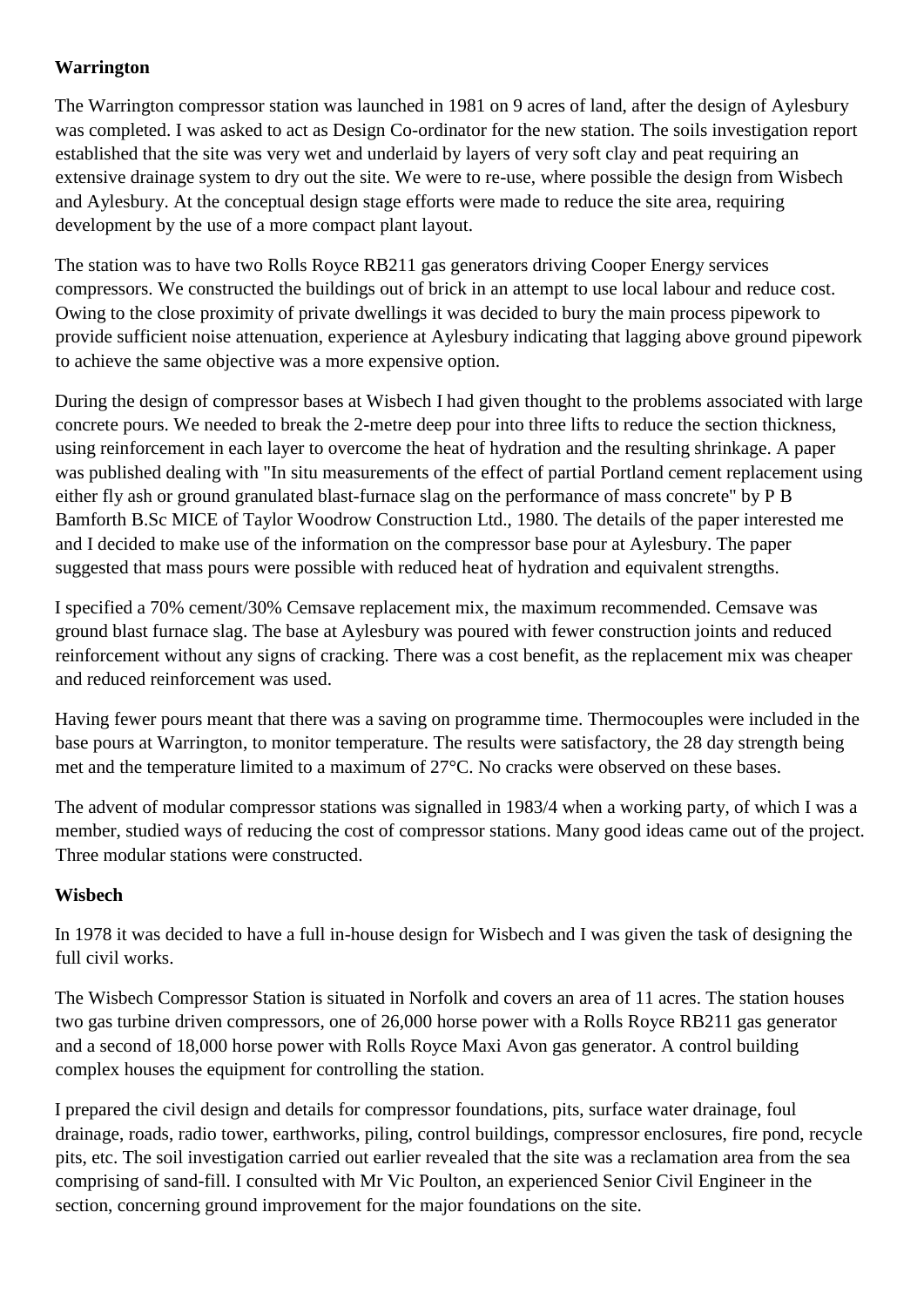**Warrington**

The Warrington compressor station was launched in 1981 on 9 acres of land, after the design of Aylesbury was completed. I was asked to act as Design Co-ordinator for the new station. The soils investigation report established that the site was very wet and underlaid by layers of very soft clay and peat requiring an extensive drainage system to dry out the site. We were to re-use, where possible the design from Wisbech and Aylesbury. At the conceptual design stage efforts were made to reduce the site area, requiring development by the use of a more compact plant layout.

The station was to have two Rolls Royce RB211 gas generators driving Cooper Energy services compressors. We constructed the buildings out of brick in an attempt to use local labour and reduce cost. Owing to the close proximity of private dwellings it was decided to bury the main process pipework to provide sufficient noise attenuation, experience at Aylesbury indicating that lagging above ground pipework to achieve the same objective was a more expensive option.

During the design of compressor bases at Wisbech I had given thought to the problems associated with large concrete pours. We needed to break the 2-metre deep pour into three lifts to reduce the section thickness, using reinforcement in each layer to overcome the heat of hydration and the resulting shrinkage. A paper was published dealing with "In situ measurements of the effect of partial Portland cement replacement using either fly ash or ground granulated blast-furnace slag on the performance of mass concrete" by P B Bamforth B.Sc MICE of Taylor Woodrow Construction Ltd., 1980. The details of the paper interested me and I decided to make use of the information on the compressor base pour at Aylesbury. The paper suggested that mass pours were possible with reduced heat of hydration and equivalent strengths.

I specified a 70% cement/30% Cemsave replacement mix, the maximum recommended. Cemsave was ground blast furnace slag. The base at Aylesbury was poured with fewer construction joints and reduced reinforcement without any signs of cracking. There was a cost benefit, as the replacement mix was cheaper and reduced reinforcement was used.

Having fewer pours meant that there was a saving on programme time. Thermocouples were included in the base pours at Warrington, to monitor temperature. The results were satisfactory, the 28 day strength being met and the temperature limited to a maximum of 27°C. No cracks were observed on these bases.

The advent of modular compressor stations was signalled in 1983/4 when a working party, of which I was a member, studied ways of reducing the cost of compressor stations. Many good ideas came out of the project. Three modular stations were constructed.

**Wisbech**

In 1978 it was decided to have a full in-house design for Wisbech and I was given the task of designing the full civil works.

The Wisbech Compressor Station is situated in Norfolk and covers an area of 11 acres. The station houses two gas turbine driven compressors, one of 26,000 horse power with a Rolls Royce RB211 gas generator and a second of 18,000 horse power with Rolls Royce Maxi Avon gas generator. A control building complex houses the equipment for controlling the station.

I prepared the civil design and details for compressor foundations, pits, surface water drainage, foul drainage, roads, radio tower, earthworks, piling, control buildings, compressor enclosures, fire pond, recycle pits, etc. The soil investigation carried out earlier revealed that the site was a reclamation area from the sea comprising of sand-fill. I consulted with Mr Vic Poulton, an experienced Senior Civil Engineer in the section, concerning ground improvement for the major foundations on the site.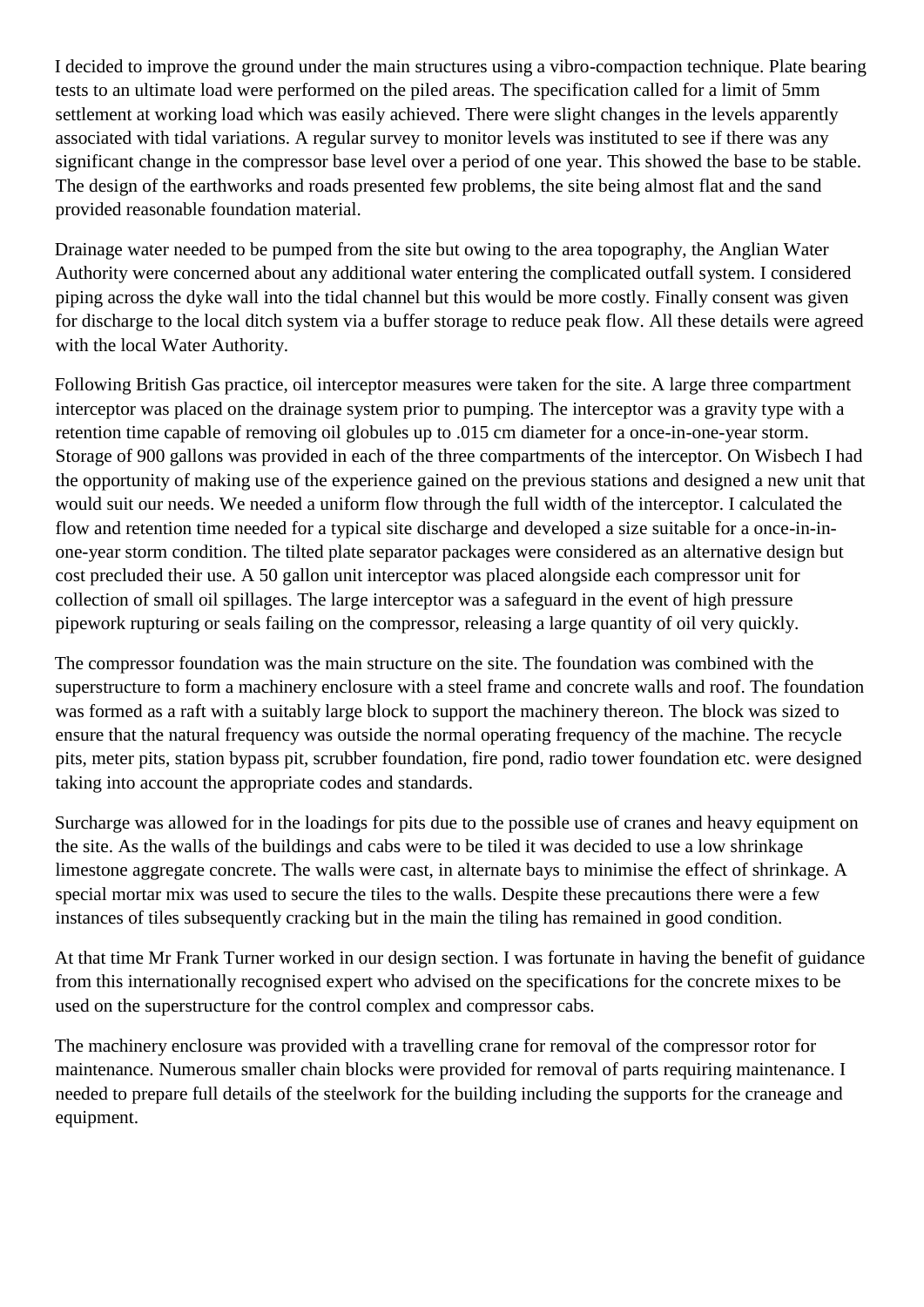I decided to improve the ground under the main structures using a vibro-compaction technique. Plate bearing tests to an ultimate load were performed on the piled areas. The specification called for a limit of 5mm settlement at working load which was easily achieved. There were slight changes in the levels apparently associated with tidal variations. A regular survey to monitor levels was instituted to see if there was any significant change in the compressor base level over a period of one year. This showed the base to be stable. The design of the earthworks and roads presented few problems, the site being almost flat and the sand provided reasonable foundation material.

Drainage water needed to be pumped from the site but owing to the area topography, the Anglian Water Authority were concerned about any additional water entering the complicated outfall system. I considered piping across the dyke wall into the tidal channel but this would be more costly. Finally consent was given for discharge to the local ditch system via a buffer storage to reduce peak flow. All these details were agreed with the local Water Authority.

Following British Gas practice, oil interceptor measures were taken for the site. A large three compartment interceptor was placed on the drainage system prior to pumping. The interceptor was a gravity type with a retention time capable of removing oil globules up to .015 cm diameter for a once-in-one-year storm. Storage of 900 gallons was provided in each of the three compartments of the interceptor. On Wisbech I had the opportunity of making use of the experience gained on the previous stations and designed a new unit that would suit our needs. We needed a uniform flow through the full width of the interceptor. I calculated the flow and retention time needed for a typical site discharge and developed a size suitable for a once-in-in-one-year storm condition. The tilted plate separator packages were considered as an alternative design but cost precluded their use. A 50 gallon unit interceptor was placed alongside each compressor unit for collection of small oil spillages. The large interceptor was a safeguard in the event of high pressure pipework rupturing or seals failing on the compressor, releasing a large quantity of oil very quickly.

The compressor foundation was the main structure on the site. The foundation was combined with the superstructure to form a machinery enclosure with a steel frame and concrete walls and roof. The foundation was formed as a raft with a suitably large block to support the machinery thereon. The block was sized to ensure that the natural frequency was outside the normal operating frequency of the machine. The recycle pits, meter pits, station bypass pit, scrubber foundation, fire pond, radio tower foundation etc. were designed taking into account the appropriate codes and standards.

Surcharge was allowed for in the loadings for pits due to the possible use of cranes and heavy equipment on the site. As the walls of the buildings and cabs were to be tiled it was decided to use a low shrinkage limestone aggregate concrete. The walls were cast, in alternate bays to minimise the effect of shrinkage. A special mortar mix was used to secure the tiles to the walls. Despite these precautions there were a few instances of tiles subsequently cracking but in the main the tiling has remained in good condition.

At that time Mr Frank Turner worked in our design section. I was fortunate in having the benefit of guidance from this internationally recognised expert who advised on the specifications for the concrete mixes to be used on the superstructure for the control complex and compressor cabs.

The machinery enclosure was provided with a travelling crane for removal of the compressor rotor for maintenance. Numerous smaller chain blocks were provided for removal of parts requiring maintenance. I needed to prepare full details of the steelwork for the building including the supports for the craneage and equipment.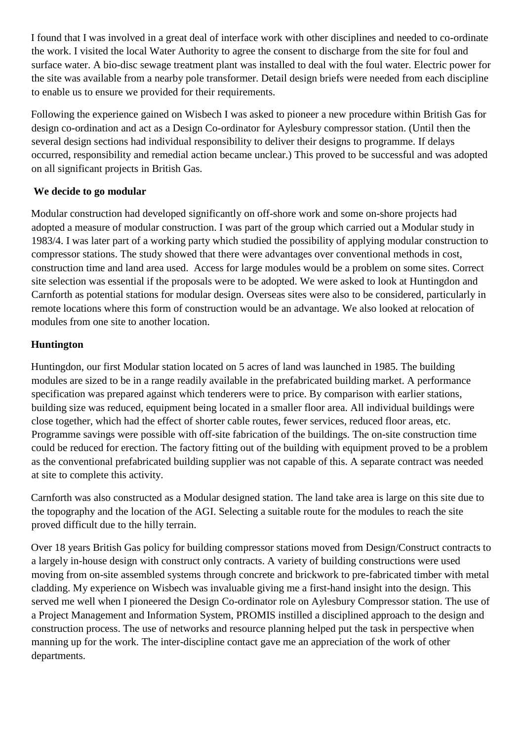I found that I was involved in a great deal of interface work with other disciplines and needed to co-ordinate the work. I visited the local Water Authority to agree the consent to discharge from the site for foul and surface water. A bio-disc sewage treatment plant was installed to deal with the foul water. Electric power for the site was available from a nearby pole transformer. Detail design briefs were needed from each discipline to enable us to ensure we provided for their requirements.

Following the experience gained on Wisbech I was asked to pioneer a new procedure within British Gas for design co-ordination and act as a Design Co-ordinator for Aylesbury compressor station. (Until then the several design sections had individual responsibility to deliver their designs to programme. If delays occurred, responsibility and remedial action became unclear.) This proved to be successful and was adopted on all significant projects in British Gas.

**We decide to go modular**

Modular construction had developed significantly on off-shore work and some on-shore projects had adopted a measure of modular construction. I was part of the group which carried out a Modular study in 1983/4. I was later part of a working party which studied the possibility of applying modular construction to compressor stations. The study showed that there were advantages over conventional methods in cost, construction time and land area used. Access for large modules would be a problem on some sites. Correct site selection was essential if the proposals were to be adopted. We were asked to look at Huntingdon and Carnforth as potential stations for modular design. Overseas sites were also to be considered, particularly in remote locations where this form of construction would be an advantage. We also looked at relocation of modules from one site to another location.

**Huntington**

Huntingdon, our first Modular station located on 5 acres of land was launched in 1985. The building modules are sized to be in a range readily available in the prefabricated building market. A performance specification was prepared against which tenderers were to price. By comparison with earlier stations, building size was reduced, equipment being located in a smaller floor area. All individual buildings were close together, which had the effect of shorter cable routes, fewer services, reduced floor areas, etc. Programme savings were possible with off-site fabrication of the buildings. The on-site construction time could be reduced for erection. The factory fitting out of the building with equipment proved to be a problem as the conventional prefabricated building supplier was not capable of this. A separate contract was needed at site to complete this activity.

Carnforth was also constructed as a Modular designed station. The land take area is large on this site due to the topography and the location of the AGI. Selecting a suitable route for the modules to reach the site proved difficult due to the hilly terrain.

Over 18 years British Gas policy for building compressor stations moved from Design/Construct contracts to a largely in-house design with construct only contracts. A variety of building constructions were used moving from on-site assembled systems through concrete and brickwork to pre-fabricated timber with metal cladding. My experience on Wisbech was invaluable giving me a first-hand insight into the design. This served me well when I pioneered the Design Co-ordinator role on Aylesbury Compressor station. The use of a Project Management and Information System, PROMIS instilled a disciplined approach to the design and construction process. The use of networks and resource planning helped put the task in perspective when manning up for the work. The inter-discipline contact gave me an appreciation of the work of other departments.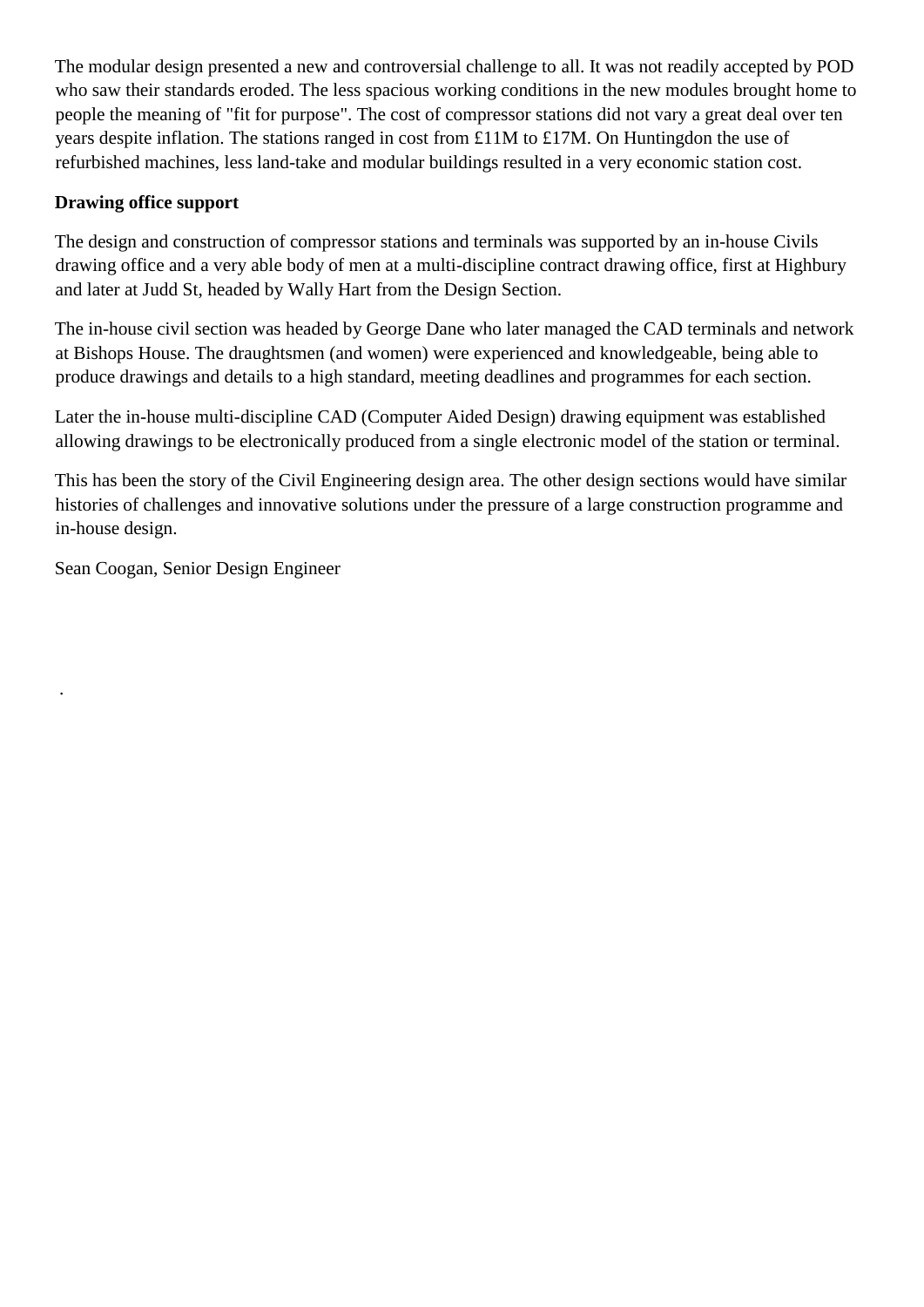The modular design presented a new and controversial challenge to all. It was not readily accepted by POD who saw their standards eroded. The less spacious working conditions in the new modules brought home to people the meaning of "fit for purpose". The cost of compressor stations did not vary a great deal over ten years despite inflation. The stations ranged in cost from £11M to £17M. On Huntingdon the use of refurbished machines, less land-take and modular buildings resulted in a very economic station cost.

**Drawing office support**

The design and construction of compressor stations and terminals was supported by an in-house Civils drawing office and a very able body of men at a multi-discipline contract drawing office, first at Highbury and later at Judd St, headed by Wally Hart from the Design Section.

The in-house civil section was headed by George Dane who later managed the CAD terminals and network at Bishops House. The draughtsmen (and women) were experienced and knowledgeable, being able to produce drawings and details to a high standard, meeting deadlines and programmes for each section.

Later the in-house multi-discipline CAD (Computer Aided Design) drawing equipment was established allowing drawings to be electronically produced from a single electronic model of the station or terminal.

This has been the story of the Civil Engineering design area. The other design sections would have similar histories of challenges and innovative solutions under the pressure of a large construction programme and in-house design.

Sean Coogan, Senior Design Engineer